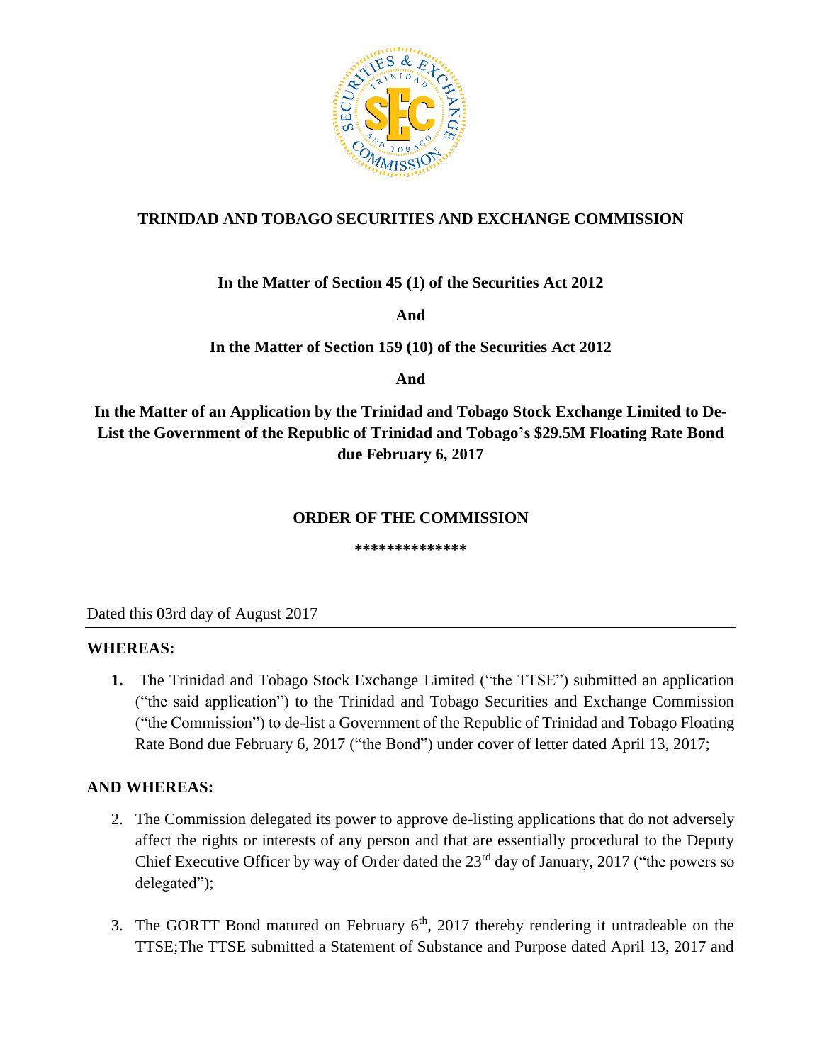# TRINIDAD AND TOBAGO SECURITIES AND EXCHANGE COMMISSION

**In the Matter of Section 45 (1) of the Securities Act 2012**

**And**

**In the Matter of Section 159 (10) of the Securities Act 2012**

**And**

**In the Matter of an Application by the Trinidad and Tobago Stock Exchange Limited to De-List the Government of the Republic of Trinidad and Tobago's $29.5M Floating Rate Bond due February 6, 2017**

## ORDER OF THE COMMISSION

**************

Dated this 03rd day of August 2017

---

**WHEREAS:**

1. The Trinidad and Tobago Stock Exchange Limited ("the TTSE") submitted an application ("the said application") to the Trinidad and Tobago Securities and Exchange Commission ("the Commission") to de-list a Government of the Republic of Trinidad and Tobago Floating Rate Bond due February 6, 2017 ("the Bond") under cover of letter dated April 13, 2017;

**AND WHEREAS:**

2. The Commission delegated its power to approve de-listing applications that do not adversely affect the rights or interests of any person and that are essentially procedural to the Deputy Chief Executive Officer by way of Order dated the 23rd day of January, 2017 ("the powers so delegated");

3. The GORTT Bond matured on February 6th, 2017 thereby rendering it untradeable on the TTSE;The TTSE submitted a Statement of Substance and Purpose dated April 13, 2017 and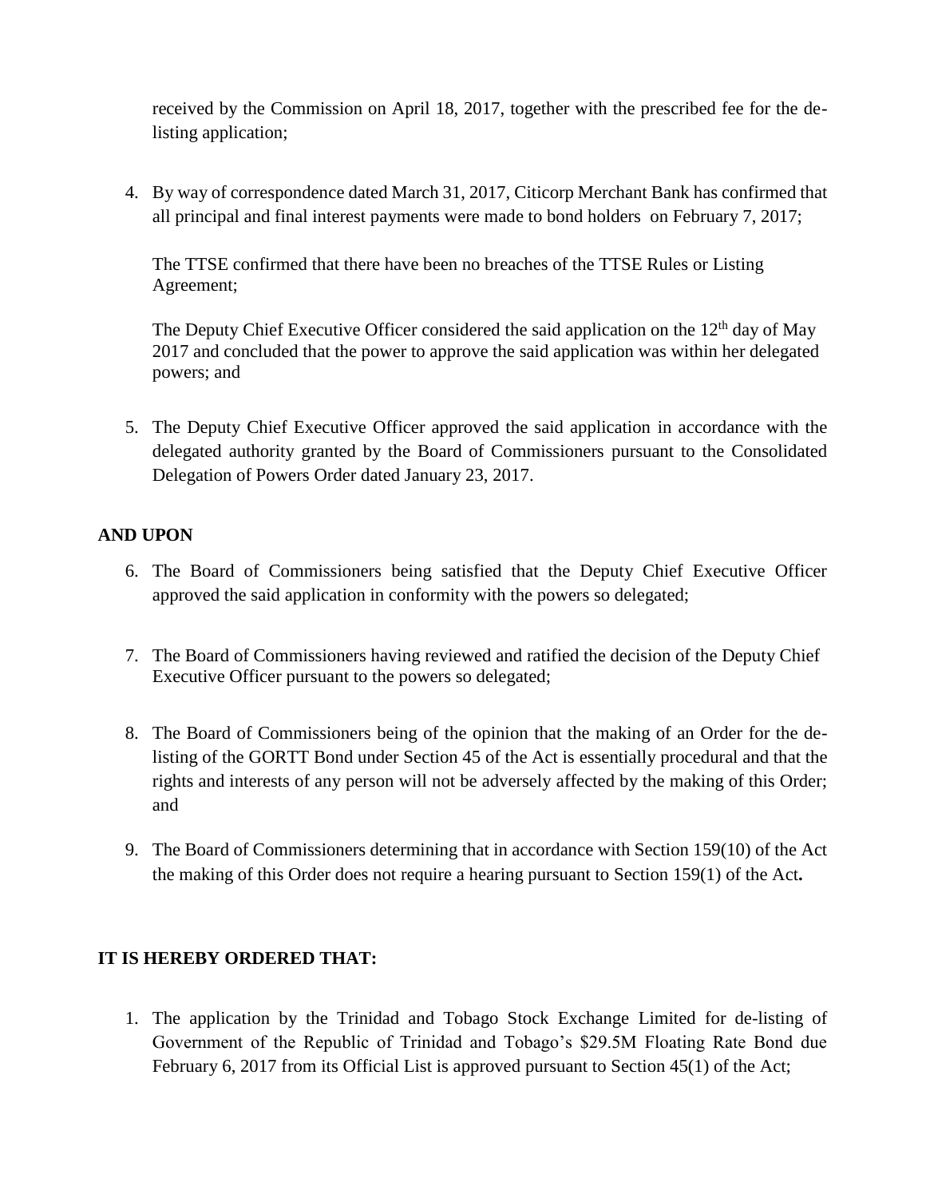received by the Commission on April 18, 2017, together with the prescribed fee for the de-listing application;

4. By way of correspondence dated March 31, 2017, Citicorp Merchant Bank has confirmed that all principal and final interest payments were made to bond holders on February 7, 2017;

   The TTSE confirmed that there have been no breaches of the TTSE Rules or Listing Agreement;

   The Deputy Chief Executive Officer considered the said application on the 12th day of May 2017 and concluded that the power to approve the said application was within her delegated powers; and

5. The Deputy Chief Executive Officer approved the said application in accordance with the delegated authority granted by the Board of Commissioners pursuant to the Consolidated Delegation of Powers Order dated January 23, 2017.

**AND UPON**

6. The Board of Commissioners being satisfied that the Deputy Chief Executive Officer approved the said application in conformity with the powers so delegated;

7. The Board of Commissioners having reviewed and ratified the decision of the Deputy Chief Executive Officer pursuant to the powers so delegated;

8. The Board of Commissioners being of the opinion that the making of an Order for the de-listing of the GORTT Bond under Section 45 of the Act is essentially procedural and that the rights and interests of any person will not be adversely affected by the making of this Order; and

9. The Board of Commissioners determining that in accordance with Section 159(10) of the Act the making of this Order does not require a hearing pursuant to Section 159(1) of the Act**.**

**IT IS HEREBY ORDERED THAT:**

1. The application by the Trinidad and Tobago Stock Exchange Limited for de-listing of Government of the Republic of Trinidad and Tobago's $29.5M Floating Rate Bond due February 6, 2017 from its Official List is approved pursuant to Section 45(1) of the Act;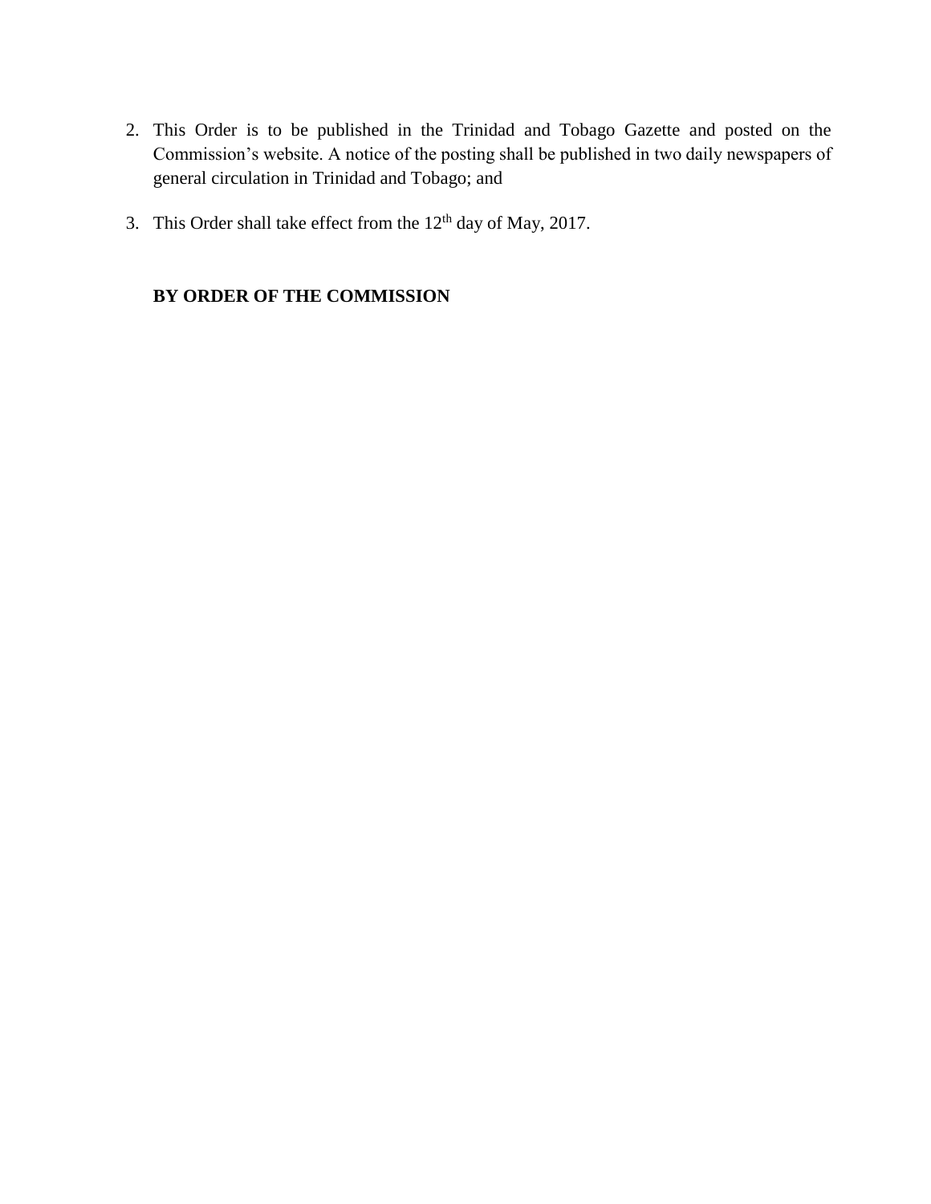2. This Order is to be published in the Trinidad and Tobago Gazette and posted on the Commission's website. A notice of the posting shall be published in two daily newspapers of general circulation in Trinidad and Tobago; and

3. This Order shall take effect from the 12th day of May, 2017.

**BY ORDER OF THE COMMISSION**